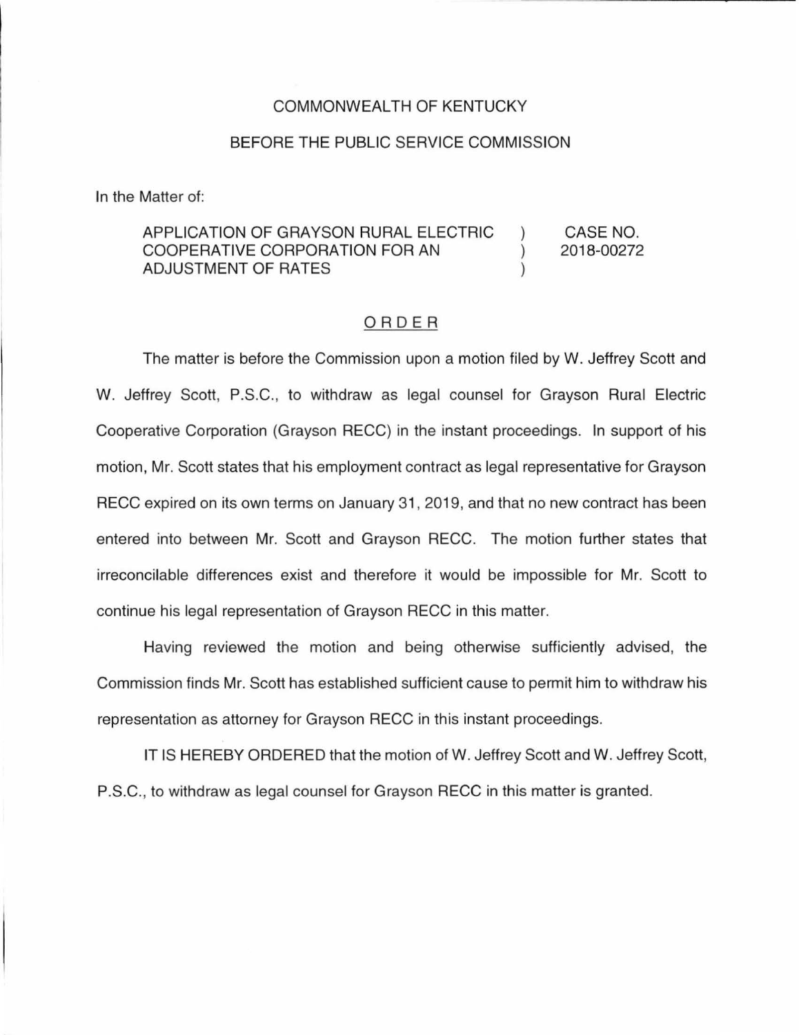COMMONWEALTH OF KENTUCKY

BEFORE THE PUBLIC SERVICE COMMISSION

In the Matter of:

| | | |
|---|---|---|
| APPLICATION OF GRAYSON RURAL ELECTRIC COOPERATIVE CORPORATION FOR AN ADJUSTMENT OF RATES | ) ) ) | CASE NO. 2018-00272 |

ORDER

The matter is before the Commission upon a motion filed by W. Jeffrey Scott and W. Jeffrey Scott, P.S.C., to withdraw as legal counsel for Grayson Rural Electric Cooperative Corporation (Grayson RECC) in the instant proceedings. In support of his motion, Mr. Scott states that his employment contract as legal representative for Grayson RECC expired on its own terms on January 31, 2019, and that no new contract has been entered into between Mr. Scott and Grayson RECC. The motion further states that irreconcilable differences exist and therefore it would be impossible for Mr. Scott to continue his legal representation of Grayson RECC in this matter.

Having reviewed the motion and being otherwise sufficiently advised, the Commission finds Mr. Scott has established sufficient cause to permit him to withdraw his representation as attorney for Grayson RECC in this instant proceedings.

IT IS HEREBY ORDERED that the motion of W. Jeffrey Scott and W. Jeffrey Scott, P.S.C., to withdraw as legal counsel for Grayson RECC in this matter is granted.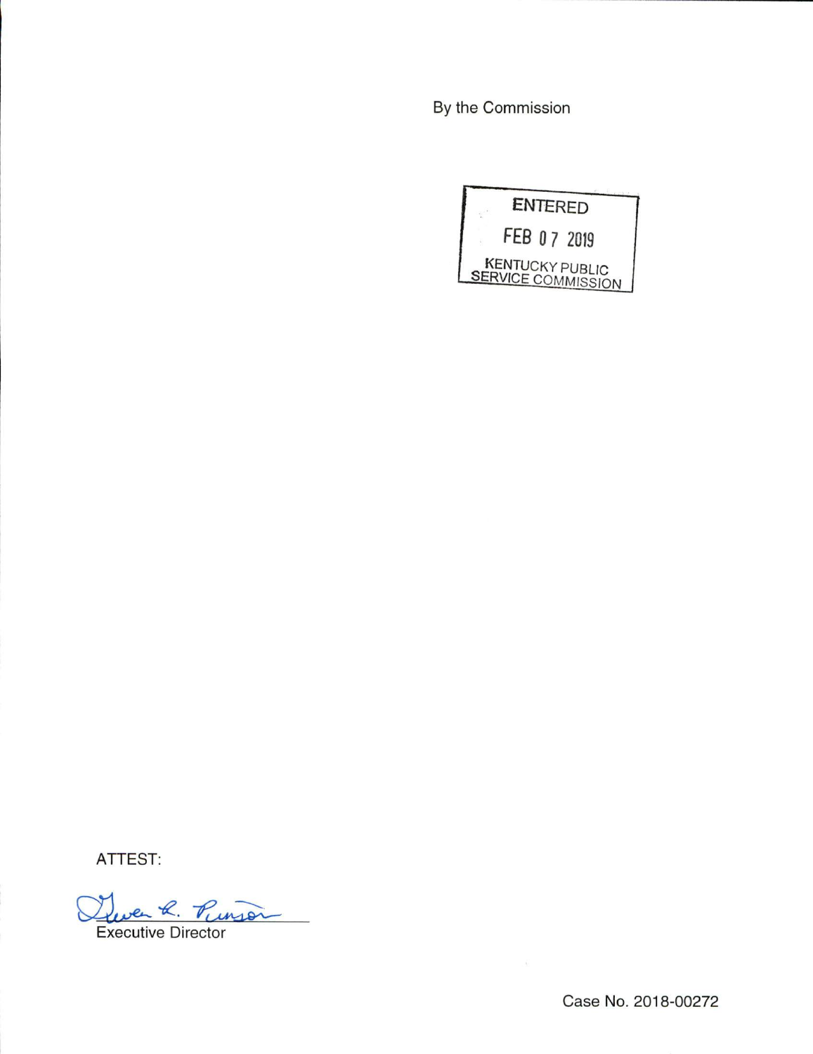By the Commission

ENTERED

FEB 07 2019

KENTUCKY PUBLIC SERVICE COMMISSION

ATTEST:

Executive Director

Case No. 2018-00272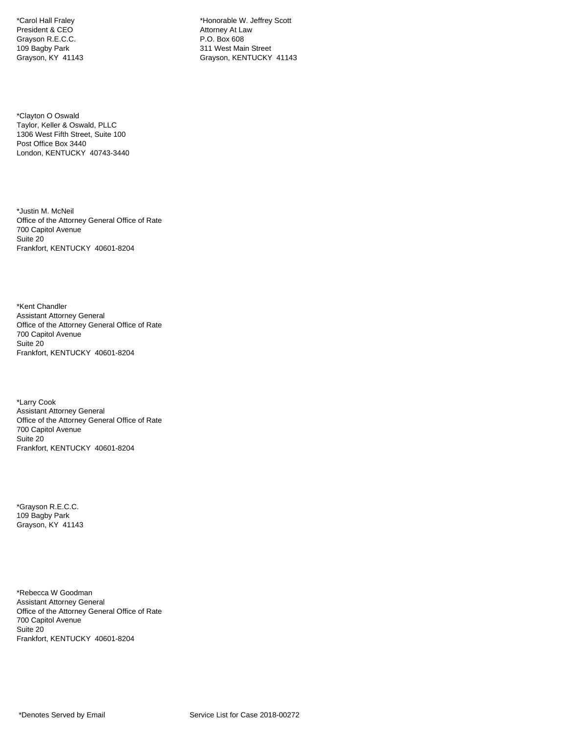*Carol Hall Fraley
President & CEO
Grayson R.E.C.C.
109 Bagby Park
Grayson, KY  41143

*Honorable W. Jeffrey Scott
Attorney At Law
P.O. Box 608
311 West Main Street
Grayson, KENTUCKY  41143

*Clayton O Oswald
Taylor, Keller & Oswald, PLLC
1306 West Fifth Street, Suite 100
Post Office Box 3440
London, KENTUCKY  40743-3440

*Justin M. McNeil
Office of the Attorney General Office of Rate
700 Capitol Avenue
Suite 20
Frankfort, KENTUCKY  40601-8204

*Kent Chandler
Assistant Attorney General
Office of the Attorney General Office of Rate
700 Capitol Avenue
Suite 20
Frankfort, KENTUCKY  40601-8204

*Larry Cook
Assistant Attorney General
Office of the Attorney General Office of Rate
700 Capitol Avenue
Suite 20
Frankfort, KENTUCKY  40601-8204

*Grayson R.E.C.C.
109 Bagby Park
Grayson, KY  41143

*Rebecca W Goodman
Assistant Attorney General
Office of the Attorney General Office of Rate
700 Capitol Avenue
Suite 20
Frankfort, KENTUCKY  40601-8204

*Denotes Served by Email

Service List for Case 2018-00272